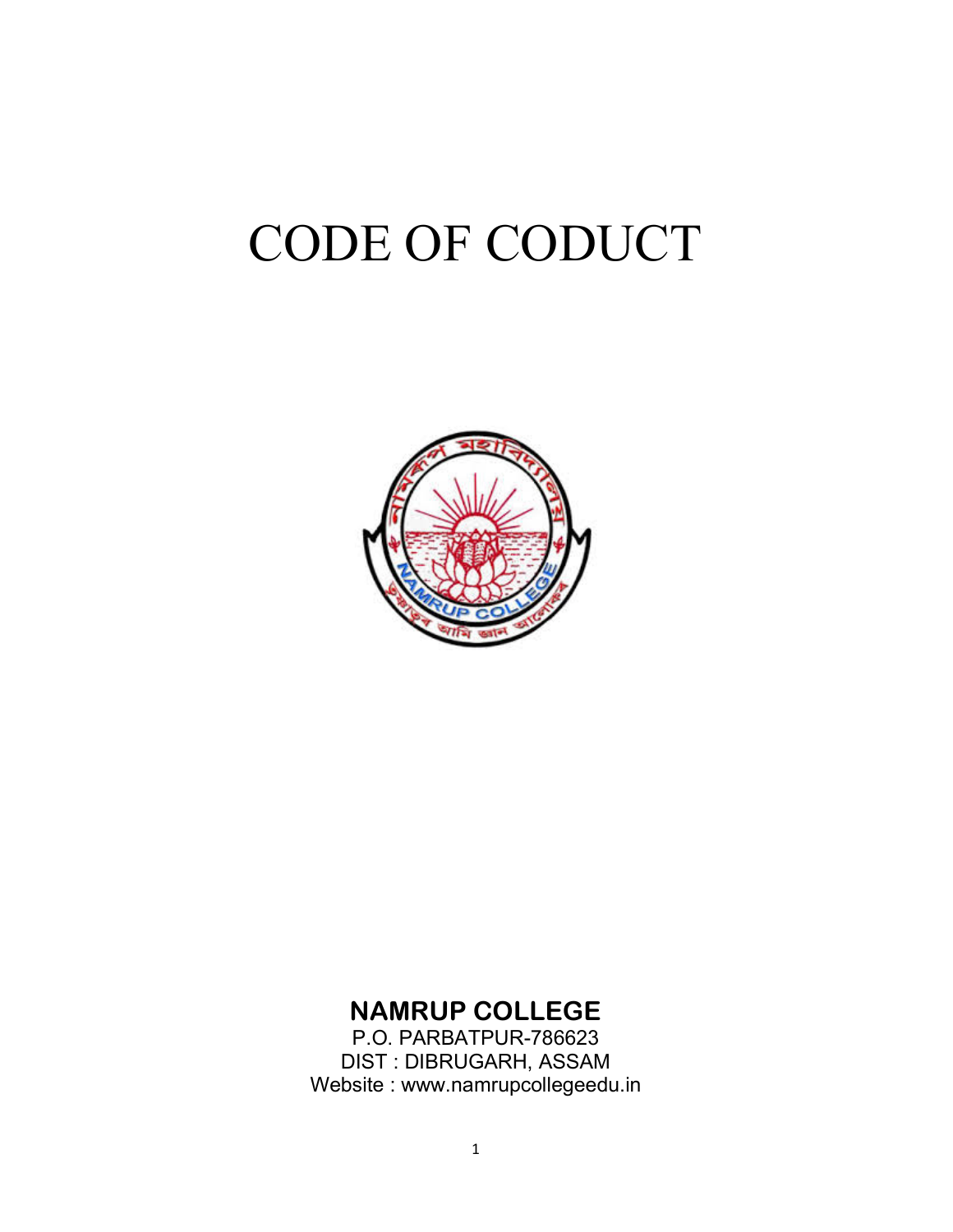# CODE OF CODUCT

**NAMRUP COLLEGE**

P.O. PARBATPUR-786623

DIST : DIBRUGARH, ASSAM

Website : www.namrupcollegeedu.in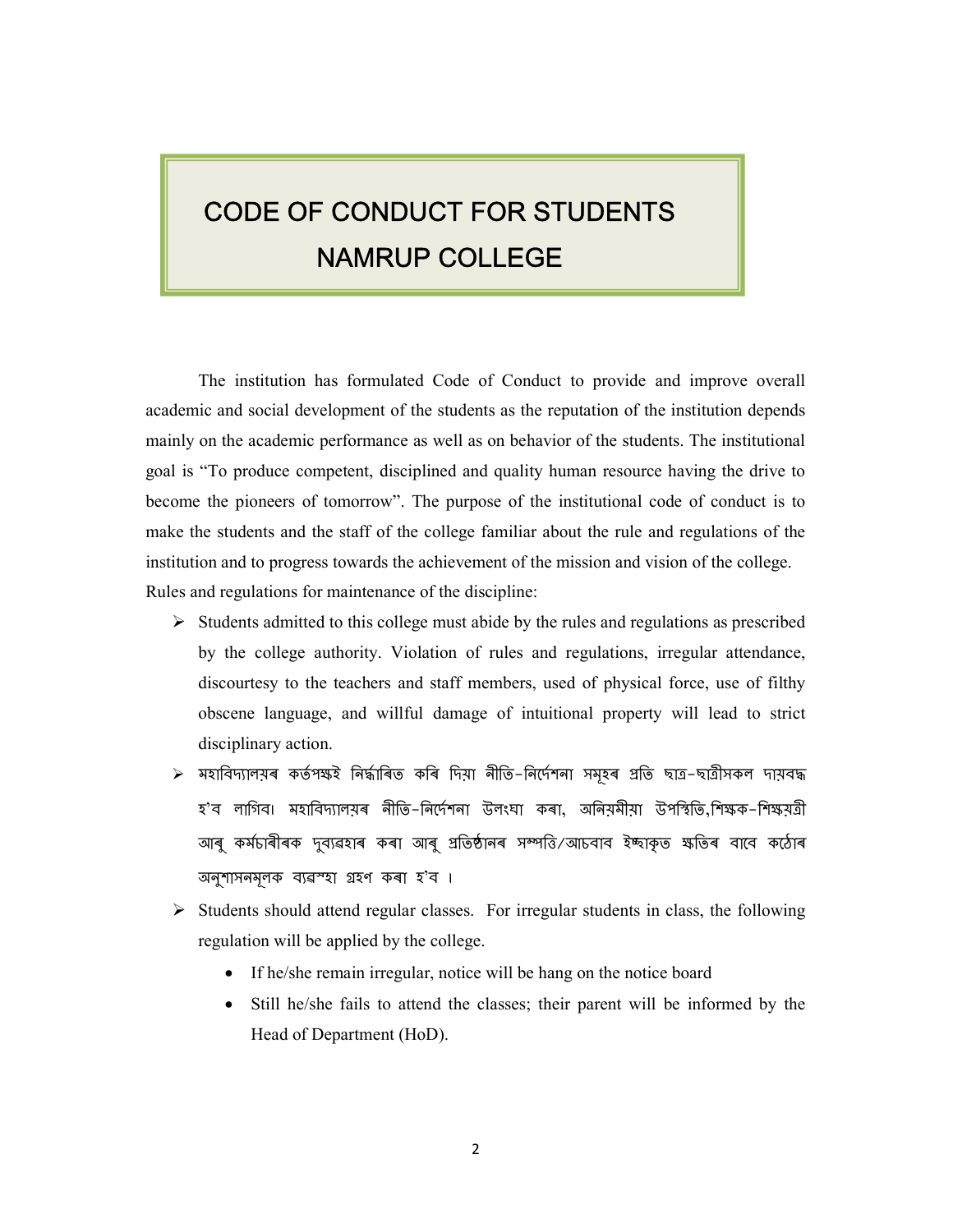# CODE OF CONDUCT FOR STUDENTS NAMRUP COLLEGE

The institution has formulated Code of Conduct to provide and improve overall academic and social development of the students as the reputation of the institution depends mainly on the academic performance as well as on behavior of the students. The institutional goal is "To produce competent, disciplined and quality human resource having the drive to become the pioneers of tomorrow". The purpose of the institutional code of conduct is to make the students and the staff of the college familiar about the rule and regulations of the institution and to progress towards the achievement of the mission and vision of the college.

Rules and regulations for maintenance of the discipline:

- Students admitted to this college must abide by the rules and regulations as prescribed by the college authority. Violation of rules and regulations, irregular attendance, discourtesy to the teachers and staff members, used of physical force, use of filthy obscene language, and willful damage of intuitional property will lead to strict disciplinary action.
- মহাবিদ্যালয়ৰ কৰ্তপক্ষই নিৰ্দ্ধাৰিত কৰি দিয়া নীতি-নিৰ্দেশনা সমূহৰ প্ৰতি ছাত্ৰ-ছাত্ৰীসকল দায়বদ্ধ হ'ব লাগিব। মহাবিদ্যালয়ৰ নীতি-নিৰ্দেশনা উলংঘা কৰা, অনিয়মীয়া উপস্থিতি,শিক্ষক-শিক্ষয়ত্ৰী আৰু কৰ্মচাৰীৰক দুব্যৱহাৰ কৰা আৰু প্ৰতিষ্ঠানৰ সম্পত্তি/আচবাব ইচ্ছাকৃত ক্ষতিৰ বাবে কঠোৰ অনুশাসনমূলক ব্যৱস্হা গ্ৰহণ কৰা হ'ব ।
- Students should attend regular classes. For irregular students in class, the following regulation will be applied by the college.
  - If he/she remain irregular, notice will be hang on the notice board
  - Still he/she fails to attend the classes; their parent will be informed by the Head of Department (HoD).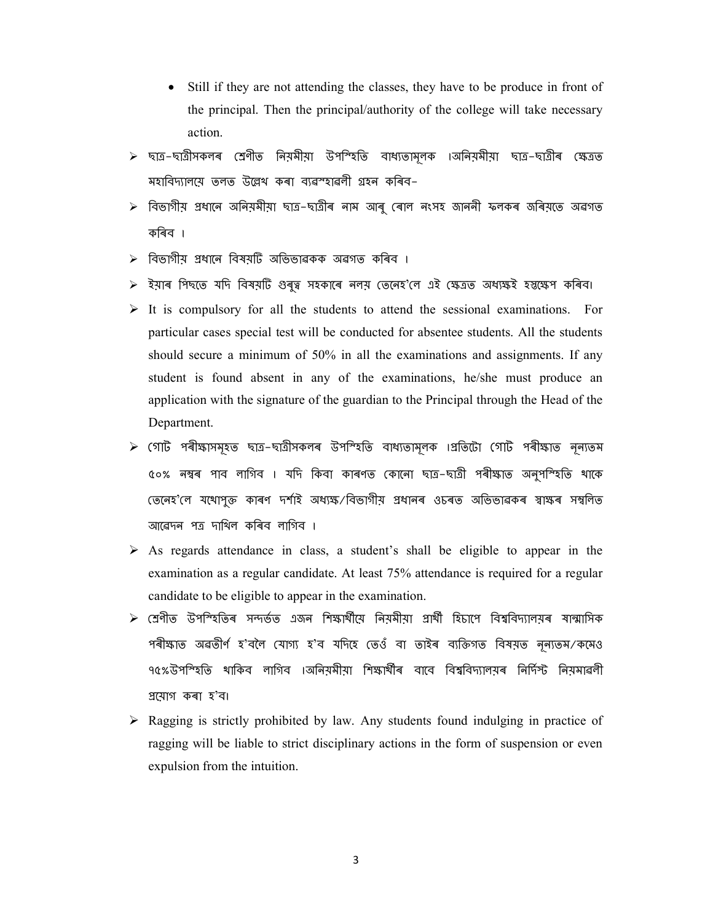- Still if they are not attending the classes, they have to be produce in front of the principal. Then the principal/authority of the college will take necessary action.

- ছাত্ৰ-ছাত্ৰীসকলৰ শ্ৰেণীত নিয়মীয়া উপস্থিতি বাধ্যতামূলক ।অনিয়মীয়া ছাত্ৰ-ছাত্ৰীৰ ক্ষেত্ৰত মহাবিদ্যালয়ে তলত উল্লেখ কৰা ব্যৱস্থাৱলী গ্ৰহন কৰিব-
- বিভাগীয় প্ৰধানে অনিয়মীয়া ছাত্ৰ-ছাত্ৰীৰ নাম আৰু ৰোল নংসহ জাননী ফলকৰ জৰিয়তে অৱগত কৰিব ।
- বিভাগীয় প্ৰধানে বিষয়টি অভিভাৱকক অৱগত কৰিব ।
- ইয়াৰ পিছতে যদি বিষয়টি গুৰুত্ব সহকাৰে নলয় তেনেহ'লে এই ক্ষেত্ৰত অধ্যক্ষই হস্তক্ষেপ কৰিব।
- It is compulsory for all the students to attend the sessional examinations. For particular cases special test will be conducted for absentee students. All the students should secure a minimum of 50% in all the examinations and assignments. If any student is found absent in any of the examinations, he/she must produce an application with the signature of the guardian to the Principal through the Head of the Department.
- গোট পৰীক্ষাসমূহত ছাত্ৰ-ছাত্ৰীসকলৰ উপস্থিতি বাধ্যতামূলক ।প্ৰতিটো গোট পৰীক্ষাত নূন্যতম ৫০% নম্বৰ পাব লাগিব । যদি কিবা কাৰণত কোনো ছাত্ৰ-ছাত্ৰী পৰীক্ষাত অনুপস্থিতি থাকে তেনেহ'লে যথোপুক্ত কাৰণ দৰ্শাই অধ্যক্ষ/বিভাগীয় প্ৰধানৰ ওচৰত অভিভাৱকৰ স্বাক্ষৰ সম্বলিত আৱেদন পত্ৰ দাখিল কৰিব লাগিব ।
- As regards attendance in class, a student's shall be eligible to appear in the examination as a regular candidate. At least 75% attendance is required for a regular candidate to be eligible to appear in the examination.
- শ্ৰেণীত উপস্থিতিৰ সন্দৰ্ভত এজন শিক্ষাৰ্থীয়ে নিয়মীয়া প্ৰাৰ্থী হিচাপে বিশ্ববিদ্যালয়ৰ ষান্মাসিক পৰীক্ষাত অৱতীৰ্ণ হ'বলৈ যোগ্য হ'ব যদিহে তেওঁ বা তাইৰ ব্যক্তিগত বিষয়ত নূন্যতম/কমেও ৭৫%উপস্থিতি থাকিব লাগিব ।অনিয়মীয়া শিক্ষাৰ্থীৰ বাবে বিশ্ববিদ্যালয়ৰ নিৰ্দিস্ট নিয়মাৱলী প্ৰয়োগ কৰা হ'ব।
- Ragging is strictly prohibited by law. Any students found indulging in practice of ragging will be liable to strict disciplinary actions in the form of suspension or even expulsion from the intuition.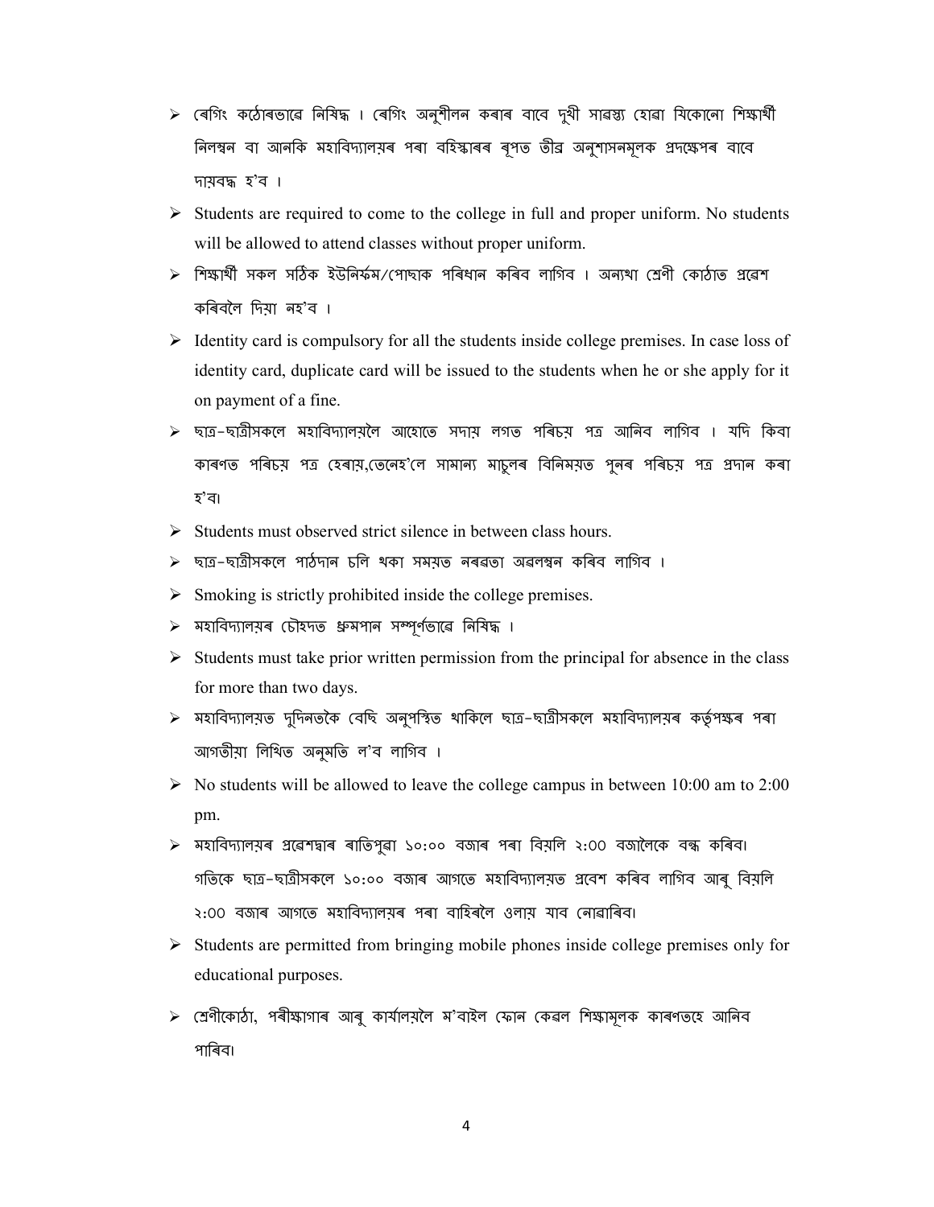- ৰেগিং কঠোৰভাৱে নিষিদ্ধ । ৰেগিং অনুশীলন কৰাৰ বাবে দুখী সাৱস্ত্য হোৱা যিকোনো শিক্ষাৰ্থী নিলম্বন বা আনকি মহাবিদ্যালয়ৰ পৰা বহিস্কাৰৰ ৰূপত তীব্ৰ অনুশাসনমূলক প্ৰদক্ষেপৰ বাবে দায়বদ্ধ হ'ব ।
- Students are required to come to the college in full and proper uniform. No students will be allowed to attend classes without proper uniform.
- শিক্ষাৰ্থী সকল সঠিক ইউনিৰ্ফম/পোছাক পৰিধান কৰিব লাগিব । অন্যথা শ্ৰেণী কোঠাত প্ৰৱেশ কৰিবলৈ দিয়া নহ'ব ।
- Identity card is compulsory for all the students inside college premises. In case loss of identity card, duplicate card will be issued to the students when he or she apply for it on payment of a fine.
- ছাত্ৰ-ছাত্ৰীসকলে মহাবিদ্যালয়লৈ আহোতে সদায় লগত পৰিচয় পত্ৰ আনিব লাগিব । যদি কিবা কাৰণত পৰিচয় পত্ৰ হেৰায়,তেনেহ'লে সামান্য মাচুলৰ বিনিময়ত পুনৰ পৰিচয় পত্ৰ প্ৰদান কৰা হ'ব।
- Students must observed strict silence in between class hours.
- ছাত্ৰ-ছাত্ৰীসকলে পাঠদান চলি থকা সময়ত নৰৱতা অৱলম্বন কৰিব লাগিব ।
- Smoking is strictly prohibited inside the college premises.
- মহাবিদ্যালয়ৰ চৌহদত ধ্ৰুমপান সম্পূৰ্ণভাৱে নিষিদ্ধ ।
- Students must take prior written permission from the principal for absence in the class for more than two days.
- মহাবিদ্যালয়ত দুদিনতকৈ বেছি অনুপস্থিত থাকিলে ছাত্ৰ-ছাত্ৰীসকলে মহাবিদ্যালয়ৰ কৰ্তৃপক্ষৰ পৰা আগতীয়া লিখিত অনুমতি ল'ব লাগিব ।
- No students will be allowed to leave the college campus in between 10:00 am to 2:00 pm.
- মহাবিদ্যালয়ৰ প্ৰৱেশদ্বাৰ ৰাতিপুৱা ১০:০০ বজাৰ পৰা বিয়লি ২:00 বজালৈকে বন্ধ কৰিব। গতিকে ছাত্ৰ-ছাত্ৰীসকলে ১০:০০ বজাৰ আগতে মহাবিদ্যালয়ত প্ৰবেশ কৰিব লাগিব আৰু বিয়লি ২:00 বজাৰ আগতে মহাবিদ্যালয়ৰ পৰা বাহিৰলৈ ওলায় যাব নোৱাৰিব।
- Students are permitted from bringing mobile phones inside college premises only for educational purposes.
- শ্ৰেণীকোঠা, পৰীক্ষাগাৰ আৰু কাৰ্যালয়লৈ ম'বাইল ফোন কেৱল শিক্ষামূলক কাৰণতহে আনিব পাৰিব।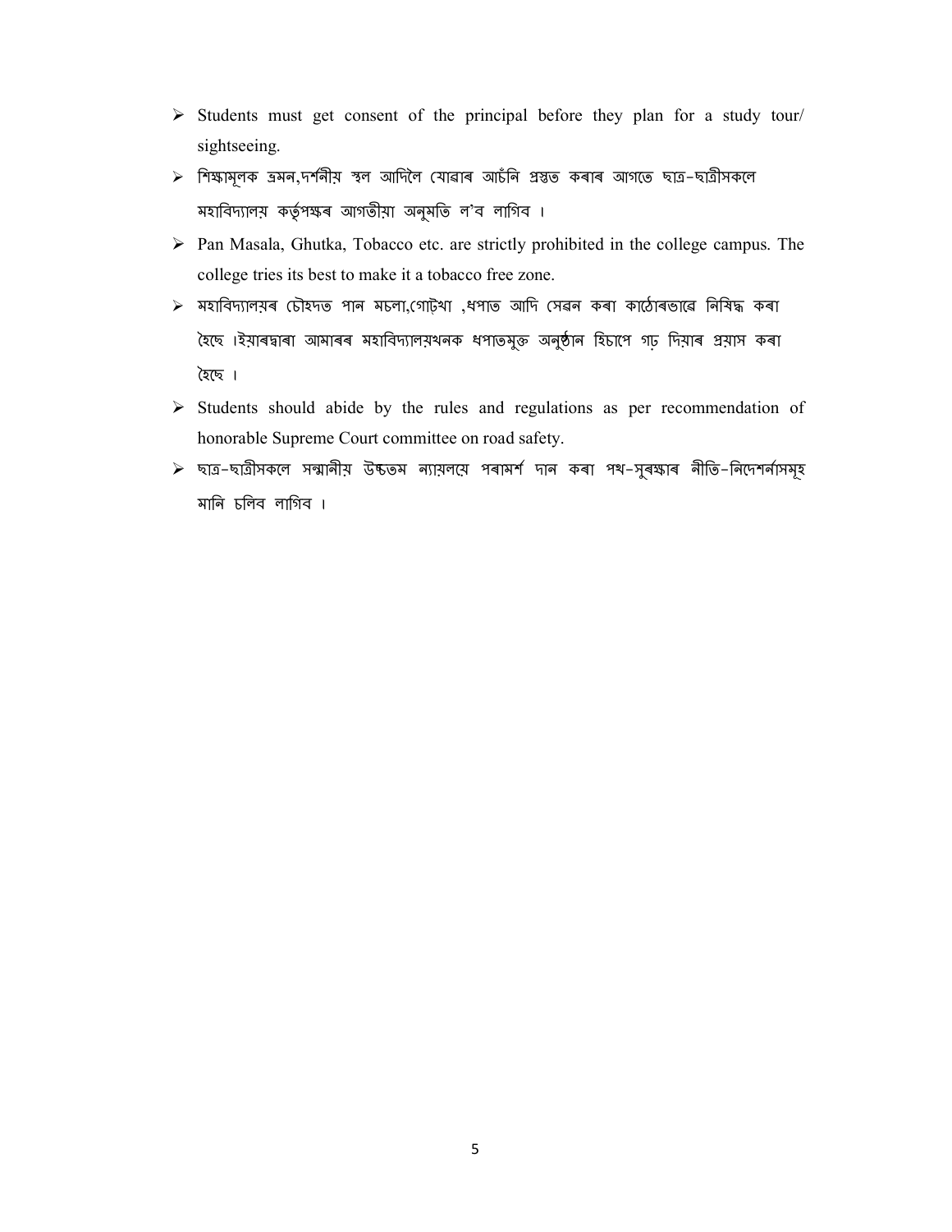- Students must get consent of the principal before they plan for a study tour/ sightseeing.
- শিক্ষামূলক ভ্রমন,দৰ্শনীয় স্থল আদিলৈ যোৱাৰ আচঁনি প্ৰস্তুত কৰাৰ আগতে ছাত্ৰ-ছাত্ৰীসকলে মহাবিদ্যালয় কৰ্তৃপক্ষৰ আগতীয়া অনুমতি ল'ব লাগিব ।
- Pan Masala, Ghutka, Tobacco etc. are strictly prohibited in the college campus. The college tries its best to make it a tobacco free zone.
- মহাবিদ্যালয়ৰ চৌহদত পান মচলা,গোট্‌খা ,ধপাত আদি সেৱন কৰা কাঠোৰভাৱে নিষিদ্ধ কৰা হৈছে ।ইয়াৰদ্বাৰা আমাৰৰ মহাবিদ্যালয়খনক ধপাতমুক্ত অনুষ্ঠান হিচাপে গঢ় দিয়াৰ প্ৰয়াস কৰা হৈছে ।
- Students should abide by the rules and regulations as per recommendation of honorable Supreme Court committee on road safety.
- ছাত্ৰ-ছাত্ৰীসকলে সন্মানীয় উচ্চতম ন্যায়লয়ে পৰামৰ্শ দান কৰা পথ-সুৰক্ষাৰ নীতি-নিদেশৰ্নাসমূহ মানি চলিব লাগিব ।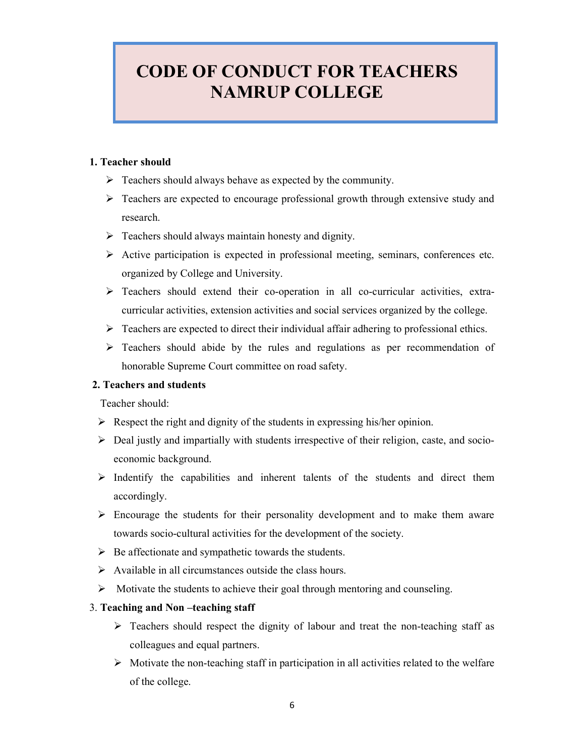# CODE OF CONDUCT FOR TEACHERS NAMRUP COLLEGE

**1. Teacher should**

- Teachers should always behave as expected by the community.
- Teachers are expected to encourage professional growth through extensive study and research.
- Teachers should always maintain honesty and dignity.
- Active participation is expected in professional meeting, seminars, conferences etc. organized by College and University.
- Teachers should extend their co-operation in all co-curricular activities, extra-curricular activities, extension activities and social services organized by the college.
- Teachers are expected to direct their individual affair adhering to professional ethics.
- Teachers should abide by the rules and regulations as per recommendation of honorable Supreme Court committee on road safety.

**2. Teachers and students**

Teacher should:

- Respect the right and dignity of the students in expressing his/her opinion.
- Deal justly and impartially with students irrespective of their religion, caste, and socio-economic background.
- Indentify the capabilities and inherent talents of the students and direct them accordingly.
- Encourage the students for their personality development and to make them aware towards socio-cultural activities for the development of the society.
- Be affectionate and sympathetic towards the students.
- Available in all circumstances outside the class hours.
- Motivate the students to achieve their goal through mentoring and counseling.

3. **Teaching and Non –teaching staff**

- Teachers should respect the dignity of labour and treat the non-teaching staff as colleagues and equal partners.
- Motivate the non-teaching staff in participation in all activities related to the welfare of the college.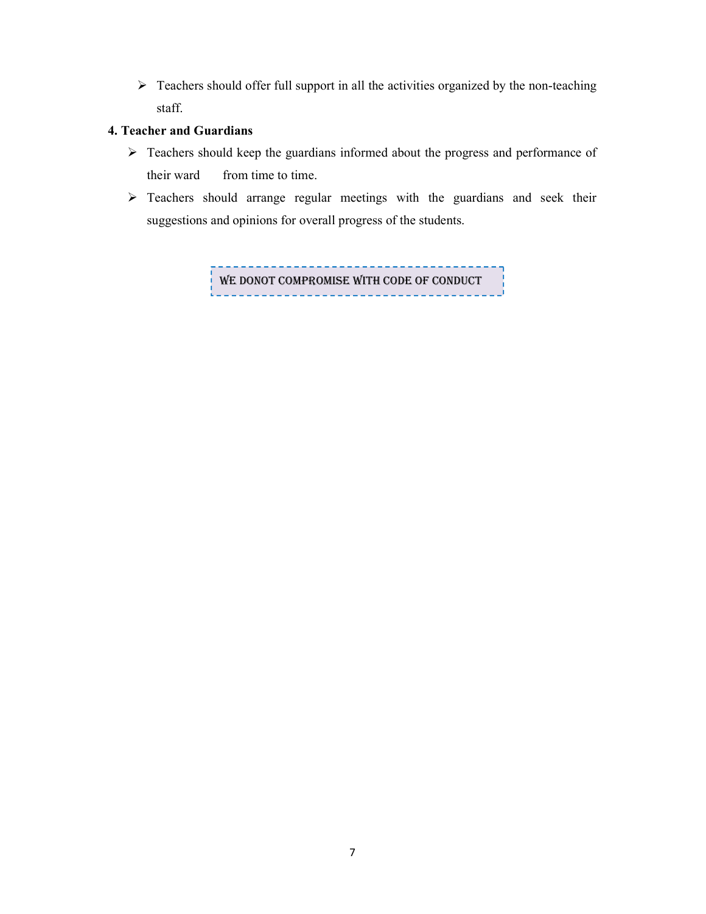- Teachers should offer full support in all the activities organized by the non-teaching staff.

**4. Teacher and Guardians**

- Teachers should keep the guardians informed about the progress and performance of their ward from time to time.
- Teachers should arrange regular meetings with the guardians and seek their suggestions and opinions for overall progress of the students.

WE DONOT COMPROMISE WITH CODE OF CONDUCT